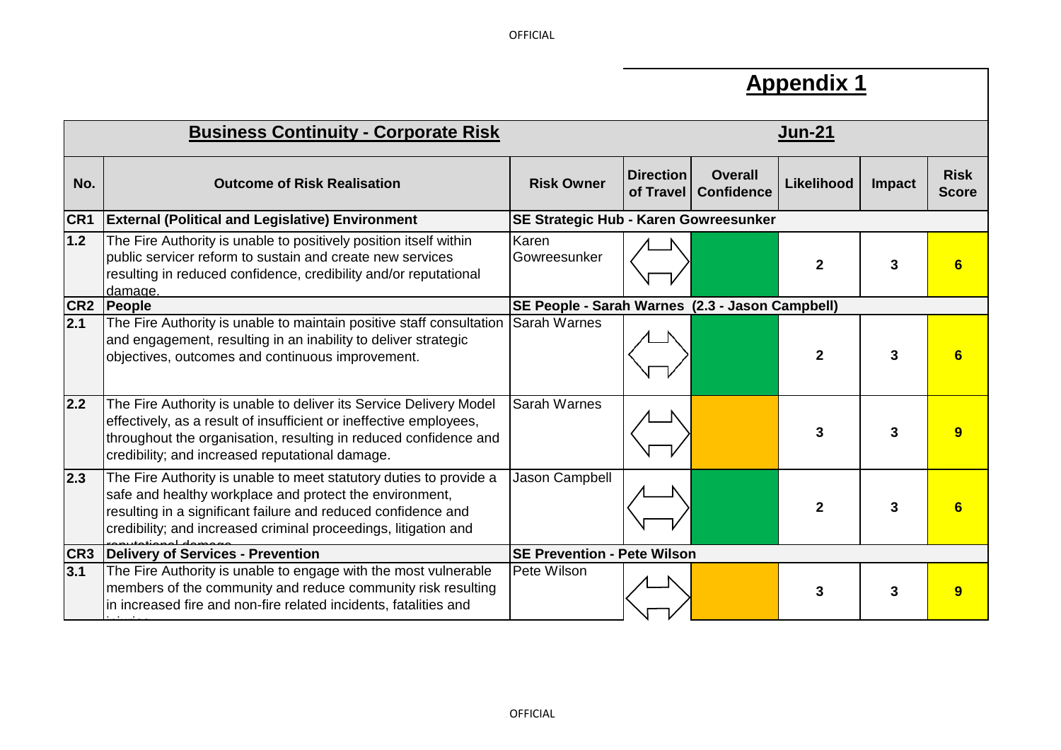# Appendix 1

## Business Continuity - Corporate Risk

**Jun-21**

| No. | Outcome of Risk Realisation | Risk Owner | Direction of Travel | Overall Confidence | Likelihood | Impact | Risk Score |
|---|---|---|---|---|---|---|---|
| **CR1** | **External (Political and Legislative) Environment** | **SE Strategic Hub - Karen Gowreesunker** | | | | | |
| **1.2** | The Fire Authority is unable to positively position itself within public servicer reform to sustain and create new services resulting in reduced confidence, credibility and/or reputational damage. | Karen Gowreesunker | ⟺ | | 2 | 3 | 6 |
| **CR2** | **People** | **SE People - Sarah Warnes (2.3 - Jason Campbell)** | | | | | |
| **2.1** | The Fire Authority is unable to maintain positive staff consultation and engagement, resulting in an inability to deliver strategic objectives, outcomes and continuous improvement. | Sarah Warnes | ⟺ | | 2 | 3 | 6 |
| **2.2** | The Fire Authority is unable to deliver its Service Delivery Model effectively, as a result of insufficient or ineffective employees, throughout the organisation, resulting in reduced confidence and credibility; and increased reputational damage. | Sarah Warnes | ⟺ | | 3 | 3 | 9 |
| **2.3** | The Fire Authority is unable to meet statutory duties to provide a safe and healthy workplace and protect the environment, resulting in a significant failure and reduced confidence and credibility; and increased criminal proceedings, litigation and reputational damage. | Jason Campbell | ⟺ | | 2 | 3 | 6 |
| **CR3** | **Delivery of Services - Prevention** | **SE Prevention - Pete Wilson** | | | | | |
| **3.1** | The Fire Authority is unable to engage with the most vulnerable members of the community and reduce community risk resulting in increased fire and non-fire related incidents, fatalities and injuries. | Pete Wilson | ⟺ | | 3 | 3 | 9 |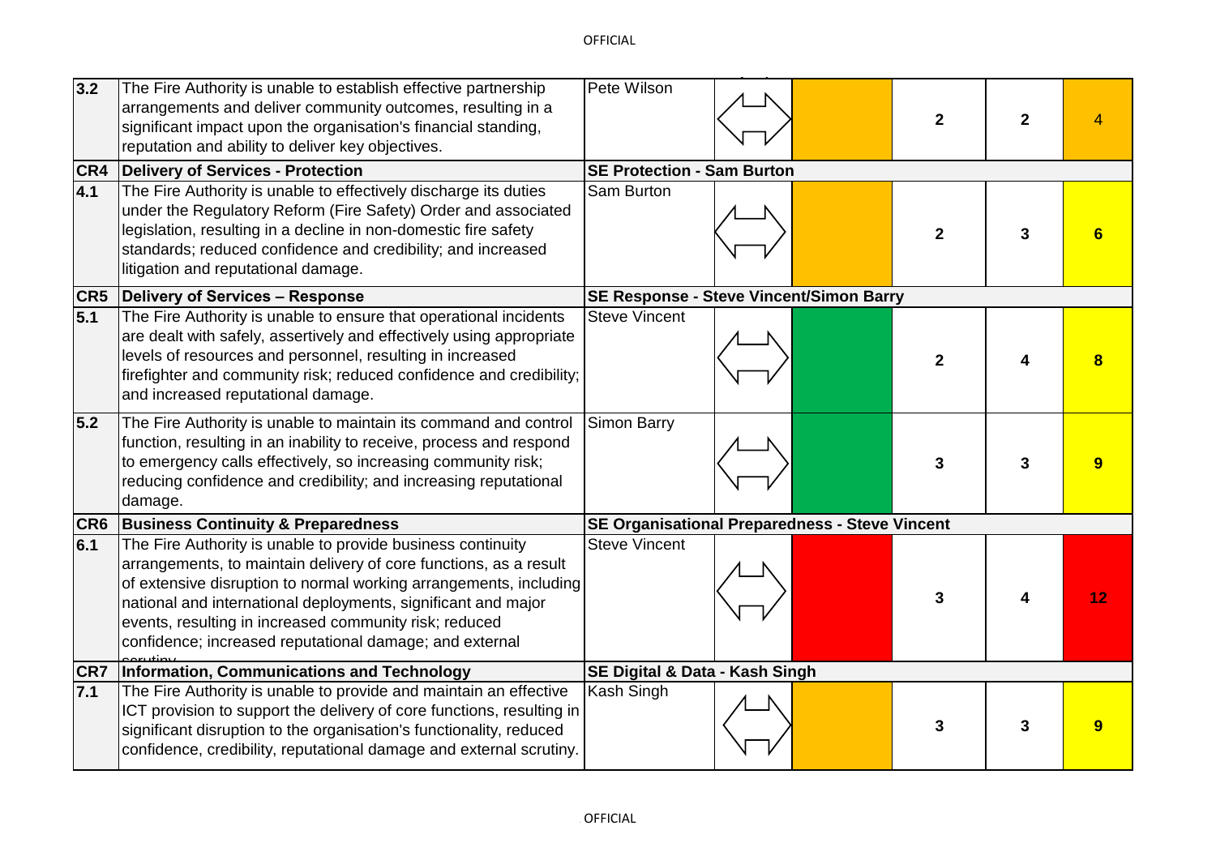| | | | | | | | |
|---|---|---|---|---|---|---|---|
| 3.2 | The Fire Authority is unable to establish effective partnership arrangements and deliver community outcomes, resulting in a significant impact upon the organisation's financial standing, reputation and ability to deliver key objectives. | Pete Wilson | ⟺ | | 2 | 2 | 4 |
| **CR4** | **Delivery of Services - Protection** | **SE Protection - Sam Burton** | | | | | |
| 4.1 | The Fire Authority is unable to effectively discharge its duties under the Regulatory Reform (Fire Safety) Order and associated legislation, resulting in a decline in non-domestic fire safety standards; reduced confidence and credibility; and increased litigation and reputational damage. | Sam Burton | ⟺ | | **2** | **3** | **6** |
| **CR5** | **Delivery of Services – Response** | **SE Response - Steve Vincent/Simon Barry** | | | | | |
| 5.1 | The Fire Authority is unable to ensure that operational incidents are dealt with safely, assertively and effectively using appropriate levels of resources and personnel, resulting in increased firefighter and community risk; reduced confidence and credibility; and increased reputational damage. | Steve Vincent | ⟺ | | **2** | **4** | **8** |
| 5.2 | The Fire Authority is unable to maintain its command and control function, resulting in an inability to receive, process and respond to emergency calls effectively, so increasing community risk; reducing confidence and credibility; and increasing reputational damage. | Simon Barry | ⟺ | | **3** | **3** | **9** |
| **CR6** | **Business Continuity & Preparedness** | **SE Organisational Preparedness - Steve Vincent** | | | | | |
| 6.1 | The Fire Authority is unable to provide business continuity arrangements, to maintain delivery of core functions, as a result of extensive disruption to normal working arrangements, including national and international deployments, significant and major events, resulting in increased community risk; reduced confidence; increased reputational damage; and external scrutiny. | Steve Vincent | ⟺ | | **3** | **4** | **12** |
| **CR7** | **Information, Communications and Technology** | **SE Digital & Data - Kash Singh** | | | | | |
| 7.1 | The Fire Authority is unable to provide and maintain an effective ICT provision to support the delivery of core functions, resulting in significant disruption to the organisation's functionality, reduced confidence, credibility, reputational damage and external scrutiny. | Kash Singh | ⟺ | | **3** | **3** | **9** |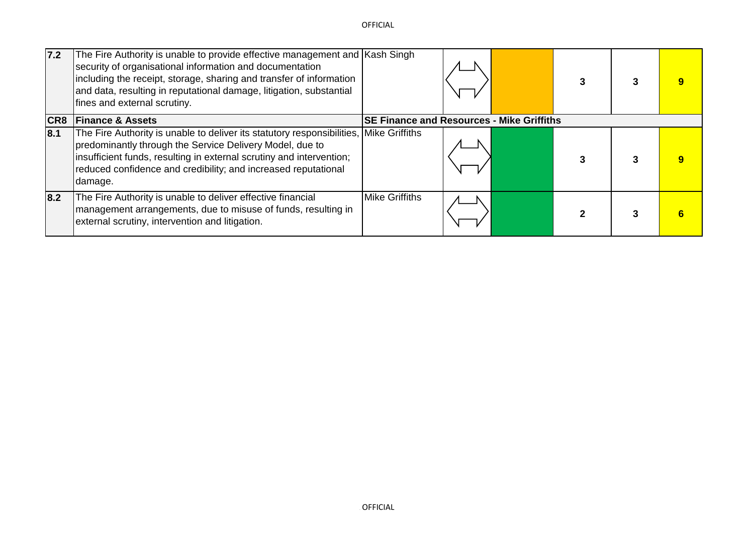| | | | | | | | |
|---|---|---|---|---|---|---|---|
| **7.2** | The Fire Authority is unable to provide effective management and security of organisational information and documentation including the receipt, storage, sharing and transfer of information and data, resulting in reputational damage, litigation, substantial fines and external scrutiny. | Kash Singh | | | **3** | **3** | **9** |
| **CR8** | **Finance & Assets** | **SE Finance and Resources - Mike Griffiths** | | | | | |
| **8.1** | The Fire Authority is unable to deliver its statutory responsibilities, predominantly through the Service Delivery Model, due to insufficient funds, resulting in external scrutiny and intervention; reduced confidence and credibility; and increased reputational damage. | Mike Griffiths | | | **3** | **3** | **9** |
| **8.2** | The Fire Authority is unable to deliver effective financial management arrangements, due to misuse of funds, resulting in external scrutiny, intervention and litigation. | Mike Griffiths | | | **2** | **3** | **6** |